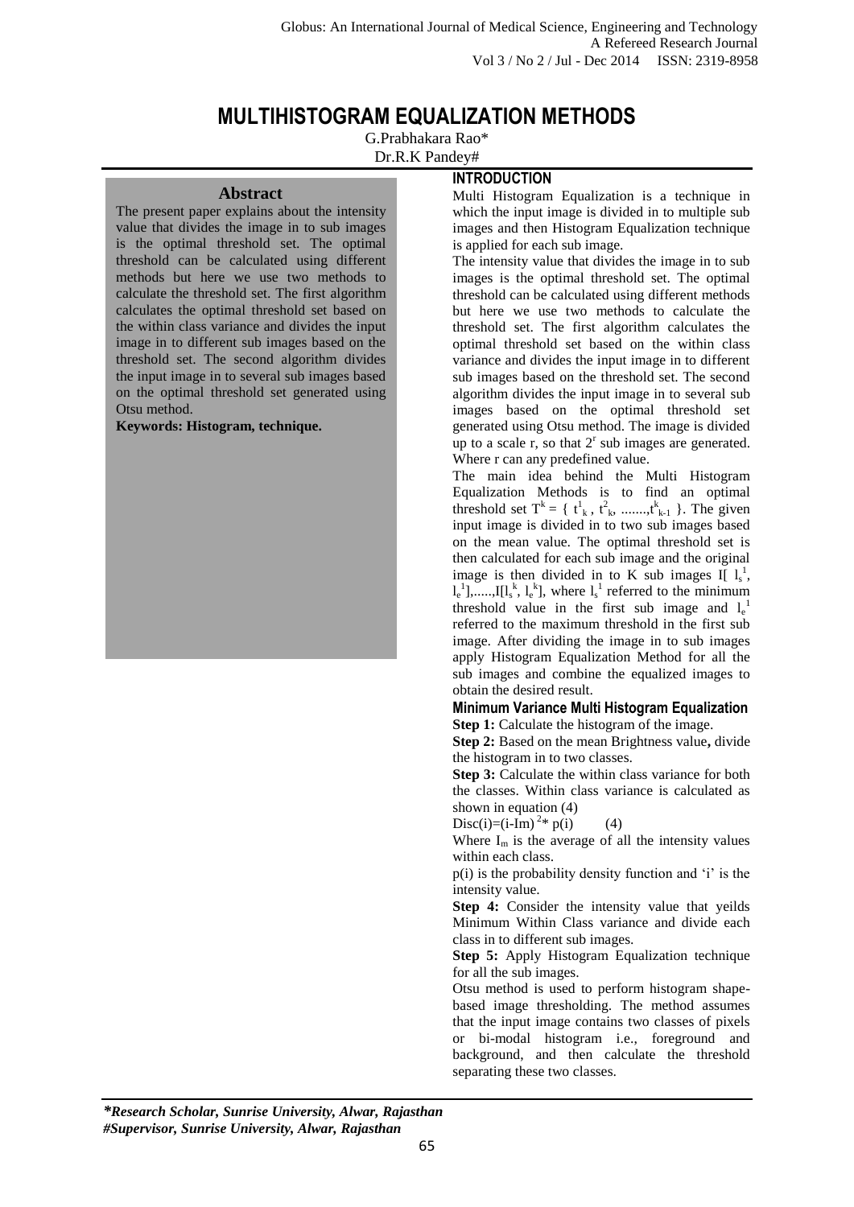# MULTIHISTOGRAM EQUALIZATION METHODS

G.Prabhakara Rao*

Dr.R.K Pandey#

## Abstract

The present paper explains about the intensity value that divides the image in to sub images is the optimal threshold set. The optimal threshold can be calculated using different methods but here we use two methods to calculate the threshold set. The first algorithm calculates the optimal threshold set based on the within class variance and divides the input image in to different sub images based on the threshold set. The second algorithm divides the input image in to several sub images based on the optimal threshold set generated using Otsu method.

**Keywords: Histogram, technique.**

## INTRODUCTION

Multi Histogram Equalization is a technique in which the input image is divided in to multiple sub images and then Histogram Equalization technique is applied for each sub image.

The intensity value that divides the image in to sub images is the optimal threshold set. The optimal threshold can be calculated using different methods but here we use two methods to calculate the threshold set. The first algorithm calculates the optimal threshold set based on the within class variance and divides the input image in to different sub images based on the threshold set. The second algorithm divides the input image in to several sub images based on the optimal threshold set generated using Otsu method. The image is divided up to a scale r, so that $2^r$ sub images are generated. Where r can any predefined value.

The main idea behind the Multi Histogram Equalization Methods is to find an optimal threshold set $T^k = \{ t^1_k , t^2_k, .......,t^k_{k-1} \}$. The given input image is divided in to two sub images based on the mean value. The optimal threshold set is then calculated for each sub image and the original image is then divided in to K sub images $I[ l_s^1, l_e^1],.....,I[l_s^k, l_e^k]$, where $l_s^1$ referred to the minimum threshold value in the first sub image and $l_e^1$ referred to the maximum threshold in the first sub image. After dividing the image in to sub images apply Histogram Equalization Method for all the sub images and combine the equalized images to obtain the desired result.

### Minimum Variance Multi Histogram Equalization

**Step 1:** Calculate the histogram of the image.

**Step 2:** Based on the mean Brightness value**,** divide the histogram in to two classes.

**Step 3:** Calculate the within class variance for both the classes. Within class variance is calculated as shown in equation (4)

$$Disc(i)=(i-Im)^2 * p(i) \qquad (4)$$

Where $I_m$ is the average of all the intensity values within each class.

p(i) is the probability density function and 'i' is the intensity value.

**Step 4:** Consider the intensity value that yeilds Minimum Within Class variance and divide each class in to different sub images.

**Step 5:** Apply Histogram Equalization technique for all the sub images.

Otsu method is used to perform histogram shape-based image thresholding. The method assumes that the input image contains two classes of pixels or bi-modal histogram i.e., foreground and background, and then calculate the threshold separating these two classes.

***Research Scholar, Sunrise University, Alwar, Rajasthan***

***#Supervisor, Sunrise University, Alwar, Rajasthan***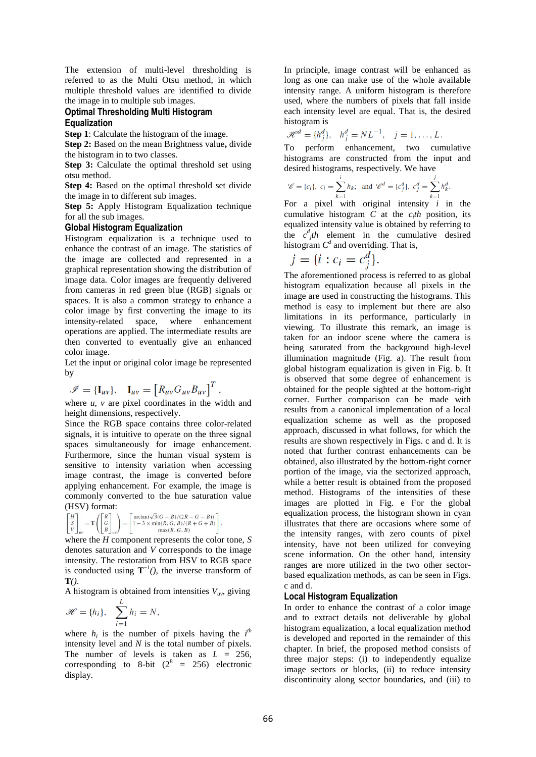The extension of multi-level thresholding is referred to as the Multi Otsu method, in which multiple threshold values are identified to divide the image in to multiple sub images.

## Optimal Thresholding Multi Histogram Equalization

**Step 1**: Calculate the histogram of the image.

**Step 2:** Based on the mean Brightness value**,** divide the histogram in to two classes.

**Step 3:** Calculate the optimal threshold set using otsu method.

**Step 4:** Based on the optimal threshold set divide the image in to different sub images.

**Step 5:** Apply Histogram Equalization technique for all the sub images.

## Global Histogram Equalization

Histogram equalization is a technique used to enhance the contrast of an image. The statistics of the image are collected and represented in a graphical representation showing the distribution of image data. Color images are frequently delivered from cameras in red green blue (RGB) signals or spaces. It is also a common strategy to enhance a color image by first converting the image to its intensity-related space, where enhancement operations are applied. The intermediate results are then converted to eventually give an enhanced color image.

Let the input or original color image be represented by

$$\mathscr{I} = \{\mathbf{I}_{uv}\}, \quad \mathbf{I}_{uv} = \left[R_{uv} G_{uv} B_{uv}\right]^T,$$

where $u$, $v$ are pixel coordinates in the width and height dimensions, respectively.

Since the RGB space contains three color-related signals, it is intuitive to operate on the three signal spaces simultaneously for image enhancement. Furthermore, since the human visual system is sensitive to intensity variation when accessing image contrast, the image is converted before applying enhancement. For example, the image is commonly converted to the hue saturation value (HSV) format:

$$\begin{bmatrix} H \\ S \\ V \end{bmatrix}_{uv} = \mathbf{T}\left(\begin{bmatrix} R \\ G \\ B \end{bmatrix}_{uv}\right) = \begin{bmatrix} \arctan(\sqrt{3}(G-B)/(2R-G-B)) \\ 1 - 3 \times \min(R,G,B)/(R+G+B) \\ \max(R,G,B) \end{bmatrix},$$

where the $H$ component represents the color tone, $S$ denotes saturation and $V$ corresponds to the image intensity. The restoration from HSV to RGB space is conducted using $\mathbf{T}^{-1}()$, the inverse transform of $\mathbf{T}()$.

A histogram is obtained from intensities $V_{uv}$, giving

$$\mathscr{H} = \{h_i\}, \quad \sum_{i=1}^{L} h_i = N,$$

where $h_i$ is the number of pixels having the $i^{th}$ intensity level and $N$ is the total number of pixels. The number of levels is taken as $L = 256$, corresponding to 8-bit ($2^8 = 256$) electronic display.

In principle, image contrast will be enhanced as long as one can make use of the whole available intensity range. A uniform histogram is therefore used, where the numbers of pixels that fall inside each intensity level are equal. That is, the desired histogram is

$$\mathscr{H}^d = \{h_j^d\}, \quad h_j^d = NL^{-1}, \quad j = 1, \ldots, L.$$

To perform enhancement, two cumulative histograms are constructed from the input and desired histograms, respectively. We have

$$\mathscr{C} = \{c_i\},\ c_i = \sum_{k=1}^{i} h_k; \ \text{ and } \mathscr{C}^d = \{c_j^d\},\ c_j^d = \sum_{k=1}^{j} h_k^d.$$

For a pixel with original intensity $i$ in the cumulative histogram $C$ at the $c_i th$ position, its equalized intensity value is obtained by referring to the $c^d_j th$ element in the cumulative desired histogram $C^d$ and overriding. That is,

$$j = \{i : c_i = c_j^d\}.$$

The aforementioned process is referred to as global histogram equalization because all pixels in the image are used in constructing the histograms. This method is easy to implement but there are also limitations in its performance, particularly in viewing. To illustrate this remark, an image is taken for an indoor scene where the camera is being saturated from the background high-level illumination magnitude (Fig. a). The result from global histogram equalization is given in Fig. b. It is observed that some degree of enhancement is obtained for the people sighted at the bottom-right corner. Further comparison can be made with results from a canonical implementation of a local equalization scheme as well as the proposed approach, discussed in what follows, for which the results are shown respectively in Figs. c and d. It is noted that further contrast enhancements can be obtained, also illustrated by the bottom-right corner portion of the image, via the sectorized approach, while a better result is obtained from the proposed method. Histograms of the intensities of these images are plotted in Fig. e For the global equalization process, the histogram shown in cyan illustrates that there are occasions where some of the intensity ranges, with zero counts of pixel intensity, have not been utilized for conveying scene information. On the other hand, intensity ranges are more utilized in the two other sector-based equalization methods, as can be seen in Figs. c and d.

## Local Histogram Equalization

In order to enhance the contrast of a color image and to extract details not deliverable by global histogram equalization, a local equalization method is developed and reported in the remainder of this chapter. In brief, the proposed method consists of three major steps: (i) to independently equalize image sectors or blocks, (ii) to reduce intensity discontinuity along sector boundaries, and (iii) to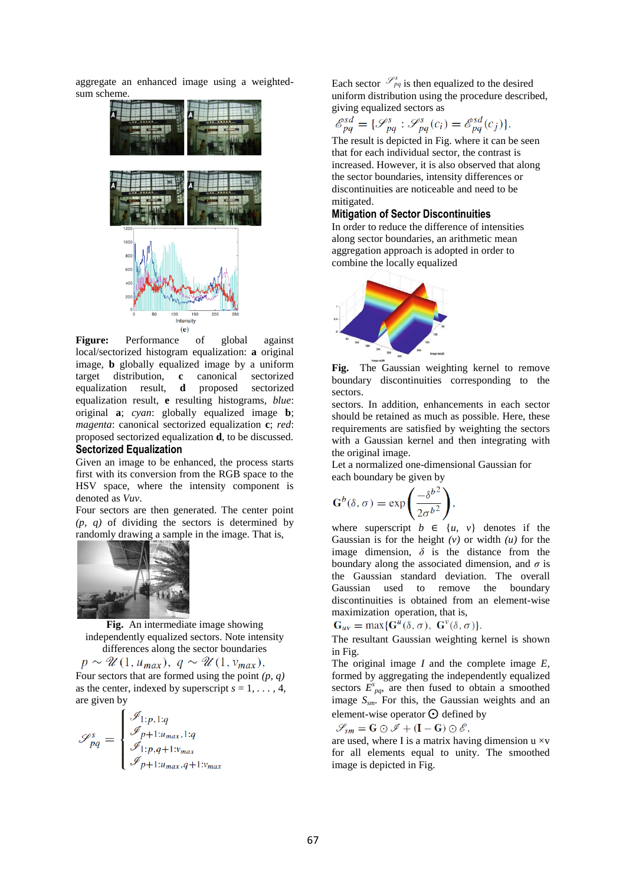aggregate an enhanced image using a weighted-sum scheme.

**Figure:** Performance of global against local/sectorized histogram equalization: **a** original image, **b** globally equalized image by a uniform target distribution, **c** canonical sectorized equalization result, **d** proposed sectorized equalization result, **e** resulting histograms, *blue*: original **a**; *cyan*: globally equalized image **b**; *magenta*: canonical sectorized equalization **c**; *red*: proposed sectorized equalization **d**, to be discussed.

### Sectorized Equalization

Given an image to be enhanced, the process starts first with its conversion from the RGB space to the HSV space, where the intensity component is denoted as *Vuv*.

Four sectors are then generated. The center point *(p, q)* of dividing the sectors is determined by randomly drawing a sample in the image. That is,

**Fig.** An intermediate image showing independently equalized sectors. Note intensity differences along the sector boundaries

$$p \sim \mathscr{U}(1, u_{max}), \;\; q \sim \mathscr{U}(1, v_{max}),$$

Four sectors that are formed using the point *(p, q)* as the center, indexed by superscript $s = 1, \ldots, 4$, are given by

$$\mathscr{S}^{s}_{pq} = \begin{cases} \mathscr{I}_{1:p,1:q} \\ \mathscr{I}_{p+1:u_{max},1:q} \\ \mathscr{I}_{1:p,q+1:v_{max}} \\ \mathscr{I}_{p+1:u_{max},q+1:v_{max}} \end{cases}$$

Each sector $\mathscr{S}^{s}_{pq}$ is then equalized to the desired uniform distribution using the procedure described, giving equalized sectors as

$$\mathscr{E}^{sd}_{pq} = \{\mathscr{S}^{s}_{pq} : \mathscr{S}^{s}_{pq}(c_i) = \mathscr{E}^{sd}_{pq}(c_j)\}.$$

The result is depicted in Fig. where it can be seen that for each individual sector, the contrast is increased. However, it is also observed that along the sector boundaries, intensity differences or discontinuities are noticeable and need to be mitigated.

### Mitigation of Sector Discontinuities

In order to reduce the difference of intensities along sector boundaries, an arithmetic mean aggregation approach is adopted in order to combine the locally equalized

**Fig.** The Gaussian weighting kernel to remove boundary discontinuities corresponding to the sectors.

sectors. In addition, enhancements in each sector should be retained as much as possible. Here, these requirements are satisfied by weighting the sectors with a Gaussian kernel and then integrating with the original image.

Let a normalized one-dimensional Gaussian for each boundary be given by

$$\mathbf{G}^{b}(\delta, \sigma) = \exp\left(\frac{-\delta^{b^2}}{2\sigma^{b^2}}\right),$$

where superscript $b \in \{u, v\}$ denotes if the Gaussian is for the height *(v)* or width *(u)* for the image dimension, $\delta$ is the distance from the boundary along the associated dimension, and $\sigma$ is the Gaussian standard deviation. The overall Gaussian used to remove the boundary discontinuities is obtained from an element-wise maximization operation, that is,

$$\mathbf{G}_{uv} = \max\{\mathbf{G}^{u}(\delta, \sigma), \; \mathbf{G}^{v}(\delta, \sigma)\}.$$

The resultant Gaussian weighting kernel is shown in Fig.

The original image *I* and the complete image *E*, formed by aggregating the independently equalized sectors $E^{s}_{pq}$, are then fused to obtain a smoothed image $S_{sm}$. For this, the Gaussian weights and an element-wise operator ⊙ defined by

$$\mathscr{S}_{sm} = \mathbf{G} \odot \mathscr{I} + (\mathbf{I} - \mathbf{G}) \odot \mathscr{E},$$

are used, where I is a matrix having dimension u ×v for all elements equal to unity. The smoothed image is depicted in Fig.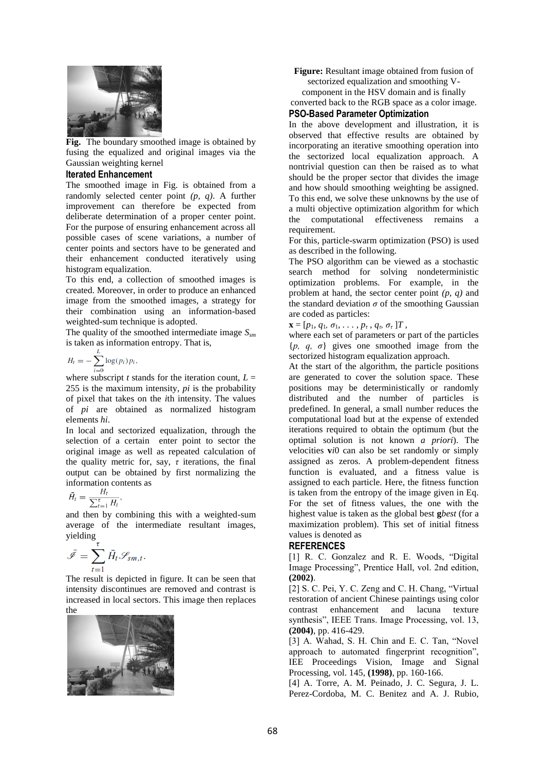**Fig.** The boundary smoothed image is obtained by fusing the equalized and original images via the Gaussian weighting kernel

### Iterated Enhancement

The smoothed image in Fig. is obtained from a randomly selected center point *(p, q)*. A further improvement can therefore be expected from deliberate determination of a proper center point. For the purpose of ensuring enhancement across all possible cases of scene variations, a number of center points and sectors have to be generated and their enhancement conducted iteratively using histogram equalization.

To this end, a collection of smoothed images is created. Moreover, in order to produce an enhanced image from the smoothed images, a strategy for their combination using an information-based weighted-sum technique is adopted.

The quality of the smoothed intermediate image $S_{sm}$ is taken as information entropy. That is,

$$H_t = -\sum_{i=0}^{L} \log(p_i)\, p_i,$$

where subscript *t* stands for the iteration count, $L = 255$ is the maximum intensity, *pi* is the probability of pixel that takes on the *i*th intensity. The values of *pi* are obtained as normalized histogram elements *hi*.

In local and sectorized equalization, through the selection of a certain enter point to sector the original image as well as repeated calculation of the quality metric for, say, $\tau$ iterations, the final output can be obtained by first normalizing the information contents as

$$\bar{H}_t = \frac{H_t}{\sum_{t=1}^{\tau} H_t},$$

and then by combining this with a weighted-sum average of the intermediate resultant images, yielding

$$\bar{\mathscr{I}} = \sum_{t=1}^{\tau} \bar{H}_t \mathscr{S}_{sm,t}.$$

The result is depicted in figure. It can be seen that intensity discontinues are removed and contrast is increased in local sectors. This image then replaces the

**Figure:** Resultant image obtained from fusion of sectorized equalization and smoothing V-component in the HSV domain and is finally converted back to the RGB space as a color image.

### PSO-Based Parameter Optimization

In the above development and illustration, it is observed that effective results are obtained by incorporating an iterative smoothing operation into the sectorized local equalization approach. A nontrivial question can then be raised as to what should be the proper sector that divides the image and how should smoothing weighting be assigned. To this end, we solve these unknowns by the use of a multi objective optimization algorithm for which the computational effectiveness remains a requirement.

For this, particle-swarm optimization (PSO) is used as described in the following.

The PSO algorithm can be viewed as a stochastic search method for solving nondeterministic optimization problems. For example, in the problem at hand, the sector center point *(p, q)* and the standard deviation $\sigma$ of the smoothing Gaussian are coded as particles:

$\mathbf{x} = [p_1, q_1, \sigma_1, \ldots, p_\tau, q_\tau, \sigma_\tau]T$ ,

where each set of parameters or part of the particles $\{p,\ q,\ \sigma\}$ gives one smoothed image from the sectorized histogram equalization approach.

At the start of the algorithm, the particle positions are generated to cover the solution space. These positions may be deterministically or randomly distributed and the number of particles is predefined. In general, a small number reduces the computational load but at the expense of extended iterations required to obtain the optimum (but the optimal solution is not known *a priori*). The velocities **v***i*0 can also be set randomly or simply assigned as zeros. A problem-dependent fitness function is evaluated, and a fitness value is assigned to each particle. Here, the fitness function is taken from the entropy of the image given in Eq. For the set of fitness values, the one with the highest value is taken as the global best **g***best* (for a maximization problem). This set of initial fitness values is denoted as

### REFERENCES

[1] R. C. Gonzalez and R. E. Woods, "Digital Image Processing", Prentice Hall, vol. 2nd edition, **(2002)**.

[2] S. C. Pei, Y. C. Zeng and C. H. Chang, "Virtual restoration of ancient Chinese paintings using color contrast enhancement and lacuna texture synthesis", IEEE Trans. Image Processing, vol. 13, **(2004)**, pp. 416-429.

[3] A. Wahad, S. H. Chin and E. C. Tan, "Novel approach to automated fingerprint recognition", IEE Proceedings Vision, Image and Signal Processing, vol. 145, **(1998)**, pp. 160-166.

[4] A. Torre, A. M. Peinado, J. C. Segura, J. L. Perez-Cordoba, M. C. Benitez and A. J. Rubio,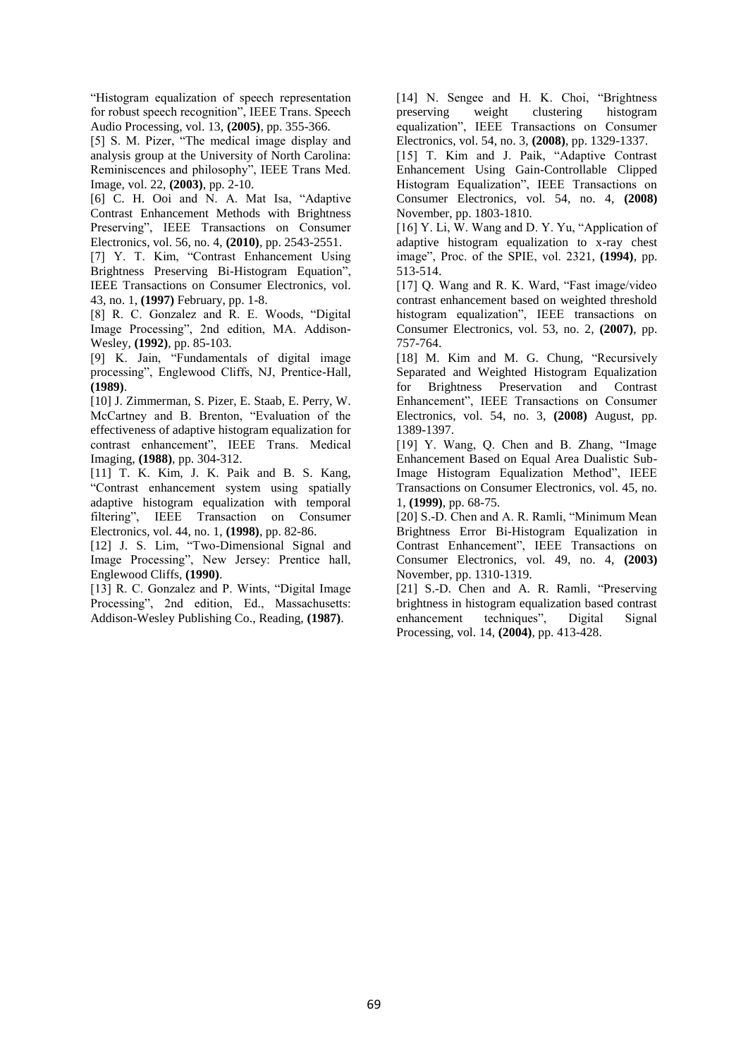"Histogram equalization of speech representation for robust speech recognition", IEEE Trans. Speech Audio Processing, vol. 13, **(2005)**, pp. 355-366.

[5] S. M. Pizer, "The medical image display and analysis group at the University of North Carolina: Reminiscences and philosophy", IEEE Trans Med. Image, vol. 22, **(2003)**, pp. 2-10.

[6] C. H. Ooi and N. A. Mat Isa, "Adaptive Contrast Enhancement Methods with Brightness Preserving", IEEE Transactions on Consumer Electronics, vol. 56, no. 4, **(2010)**, pp. 2543-2551.

[7] Y. T. Kim, "Contrast Enhancement Using Brightness Preserving Bi-Histogram Equation", IEEE Transactions on Consumer Electronics, vol. 43, no. 1, **(1997)** February, pp. 1-8.

[8] R. C. Gonzalez and R. E. Woods, "Digital Image Processing", 2nd edition, MA. Addison-Wesley, **(1992)**, pp. 85-103.

[9] K. Jain, "Fundamentals of digital image processing", Englewood Cliffs, NJ, Prentice-Hall, **(1989)**.

[10] J. Zimmerman, S. Pizer, E. Staab, E. Perry, W. McCartney and B. Brenton, "Evaluation of the effectiveness of adaptive histogram equalization for contrast enhancement", IEEE Trans. Medical Imaging, **(1988)**, pp. 304-312.

[11] T. K. Kim, J. K. Paik and B. S. Kang, "Contrast enhancement system using spatially adaptive histogram equalization with temporal filtering", IEEE Transaction on Consumer Electronics, vol. 44, no. 1, **(1998)**, pp. 82-86.

[12] J. S. Lim, "Two-Dimensional Signal and Image Processing", New Jersey: Prentice hall, Englewood Cliffs, **(1990)**.

[13] R. C. Gonzalez and P. Wints, "Digital Image Processing", 2nd edition, Ed., Massachusetts: Addison-Wesley Publishing Co., Reading, **(1987)**.

[14] N. Sengee and H. K. Choi, "Brightness preserving weight clustering histogram equalization", IEEE Transactions on Consumer Electronics, vol. 54, no. 3, **(2008)**, pp. 1329-1337.

[15] T. Kim and J. Paik, "Adaptive Contrast Enhancement Using Gain-Controllable Clipped Histogram Equalization", IEEE Transactions on Consumer Electronics, vol. 54, no. 4, **(2008)** November, pp. 1803-1810.

[16] Y. Li, W. Wang and D. Y. Yu, "Application of adaptive histogram equalization to x-ray chest image", Proc. of the SPIE, vol. 2321, **(1994)**, pp. 513-514.

[17] Q. Wang and R. K. Ward, "Fast image/video contrast enhancement based on weighted threshold histogram equalization", IEEE transactions on Consumer Electronics, vol. 53, no. 2, **(2007)**, pp. 757-764.

[18] M. Kim and M. G. Chung, "Recursively Separated and Weighted Histogram Equalization for Brightness Preservation and Contrast Enhancement", IEEE Transactions on Consumer Electronics, vol. 54, no. 3, **(2008)** August, pp. 1389-1397.

[19] Y. Wang, Q. Chen and B. Zhang, "Image Enhancement Based on Equal Area Dualistic Sub-Image Histogram Equalization Method", IEEE Transactions on Consumer Electronics, vol. 45, no. 1, **(1999)**, pp. 68-75.

[20] S.-D. Chen and A. R. Ramli, "Minimum Mean Brightness Error Bi-Histogram Equalization in Contrast Enhancement", IEEE Transactions on Consumer Electronics, vol. 49, no. 4, **(2003)** November, pp. 1310-1319.

[21] S.-D. Chen and A. R. Ramli, "Preserving brightness in histogram equalization based contrast enhancement techniques", Digital Signal Processing, vol. 14, **(2004)**, pp. 413-428.